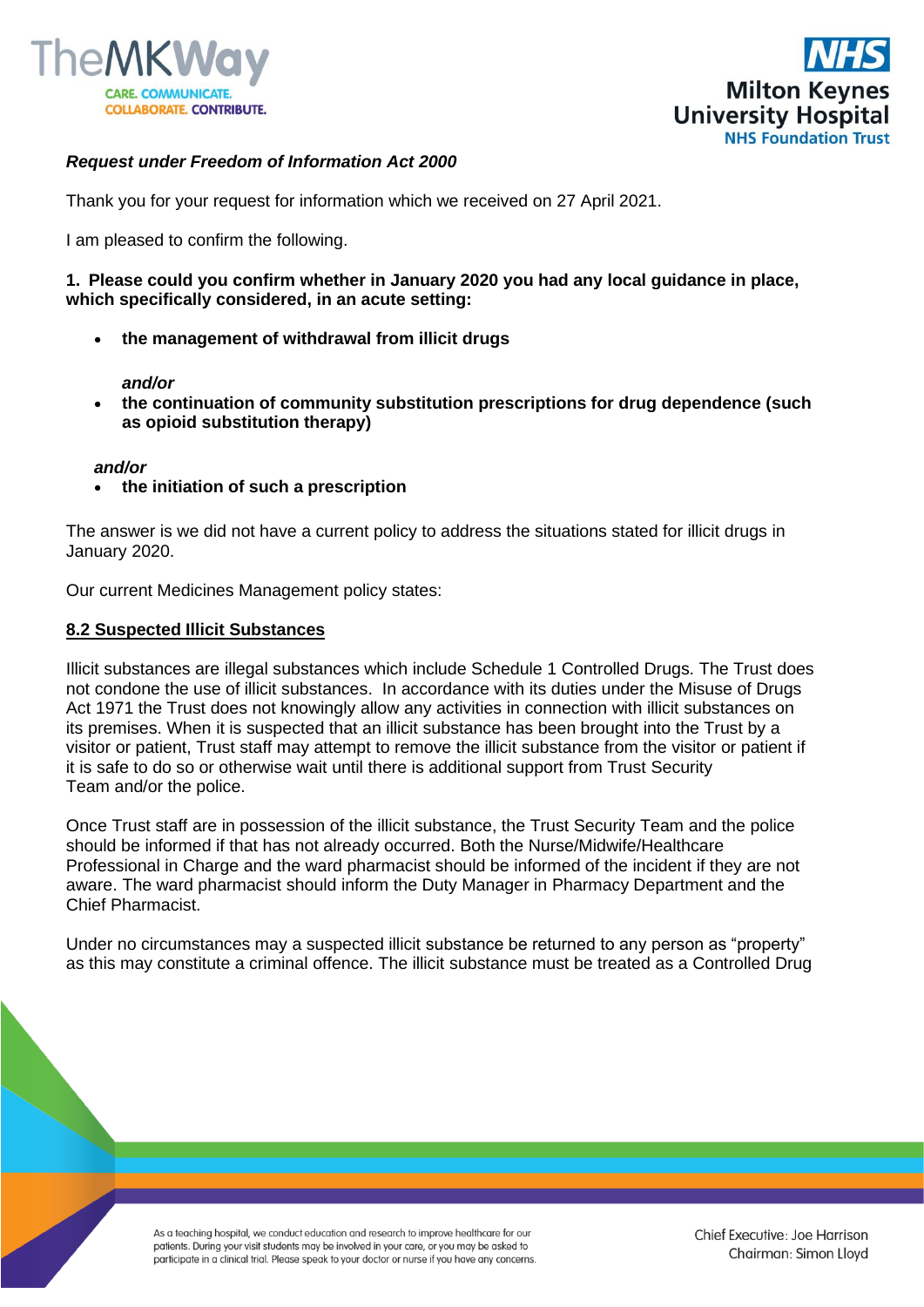***Request under Freedom of Information Act 2000***

Thank you for your request for information which we received on 27 April 2021.

I am pleased to confirm the following.

**1. Please could you confirm whether in January 2020 you had any local guidance in place, which specifically considered, in an acute setting:**

- **the management of withdrawal from illicit drugs**

  ***and/or***

- **the continuation of community substitution prescriptions for drug dependence (such as opioid substitution therapy)**

***and/or***

- **the initiation of such a prescription**

The answer is we did not have a current policy to address the situations stated for illicit drugs in January 2020.

Our current Medicines Management policy states:

**<u>8.2 Suspected Illicit Substances</u>**

Illicit substances are illegal substances which include Schedule 1 Controlled Drugs. The Trust does not condone the use of illicit substances. In accordance with its duties under the Misuse of Drugs Act 1971 the Trust does not knowingly allow any activities in connection with illicit substances on its premises. When it is suspected that an illicit substance has been brought into the Trust by a visitor or patient, Trust staff may attempt to remove the illicit substance from the visitor or patient if it is safe to do so or otherwise wait until there is additional support from Trust Security Team and/or the police.

Once Trust staff are in possession of the illicit substance, the Trust Security Team and the police should be informed if that has not already occurred. Both the Nurse/Midwife/Healthcare Professional in Charge and the ward pharmacist should be informed of the incident if they are not aware. The ward pharmacist should inform the Duty Manager in Pharmacy Department and the Chief Pharmacist.

Under no circumstances may a suspected illicit substance be returned to any person as "property" as this may constitute a criminal offence. The illicit substance must be treated as a Controlled Drug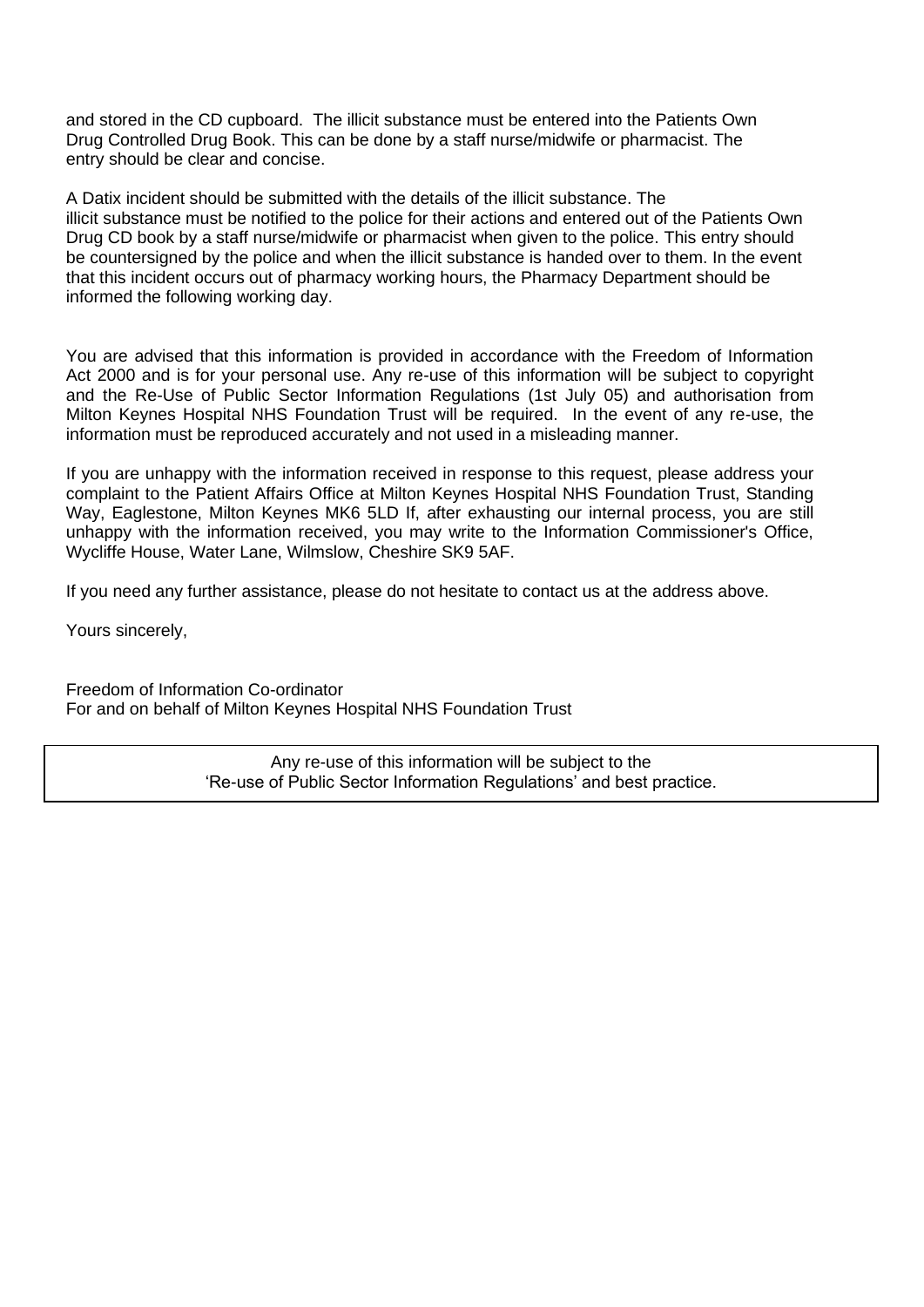and stored in the CD cupboard. The illicit substance must be entered into the Patients Own Drug Controlled Drug Book. This can be done by a staff nurse/midwife or pharmacist. The entry should be clear and concise.

A Datix incident should be submitted with the details of the illicit substance. The illicit substance must be notified to the police for their actions and entered out of the Patients Own Drug CD book by a staff nurse/midwife or pharmacist when given to the police. This entry should be countersigned by the police and when the illicit substance is handed over to them. In the event that this incident occurs out of pharmacy working hours, the Pharmacy Department should be informed the following working day.

You are advised that this information is provided in accordance with the Freedom of Information Act 2000 and is for your personal use. Any re-use of this information will be subject to copyright and the Re-Use of Public Sector Information Regulations (1st July 05) and authorisation from Milton Keynes Hospital NHS Foundation Trust will be required. In the event of any re-use, the information must be reproduced accurately and not used in a misleading manner.

If you are unhappy with the information received in response to this request, please address your complaint to the Patient Affairs Office at Milton Keynes Hospital NHS Foundation Trust, Standing Way, Eaglestone, Milton Keynes MK6 5LD If, after exhausting our internal process, you are still unhappy with the information received, you may write to the Information Commissioner's Office, Wycliffe House, Water Lane, Wilmslow, Cheshire SK9 5AF.

If you need any further assistance, please do not hesitate to contact us at the address above.

Yours sincerely,

Freedom of Information Co-ordinator
For and on behalf of Milton Keynes Hospital NHS Foundation Trust

Any re-use of this information will be subject to the
'Re-use of Public Sector Information Regulations' and best practice.